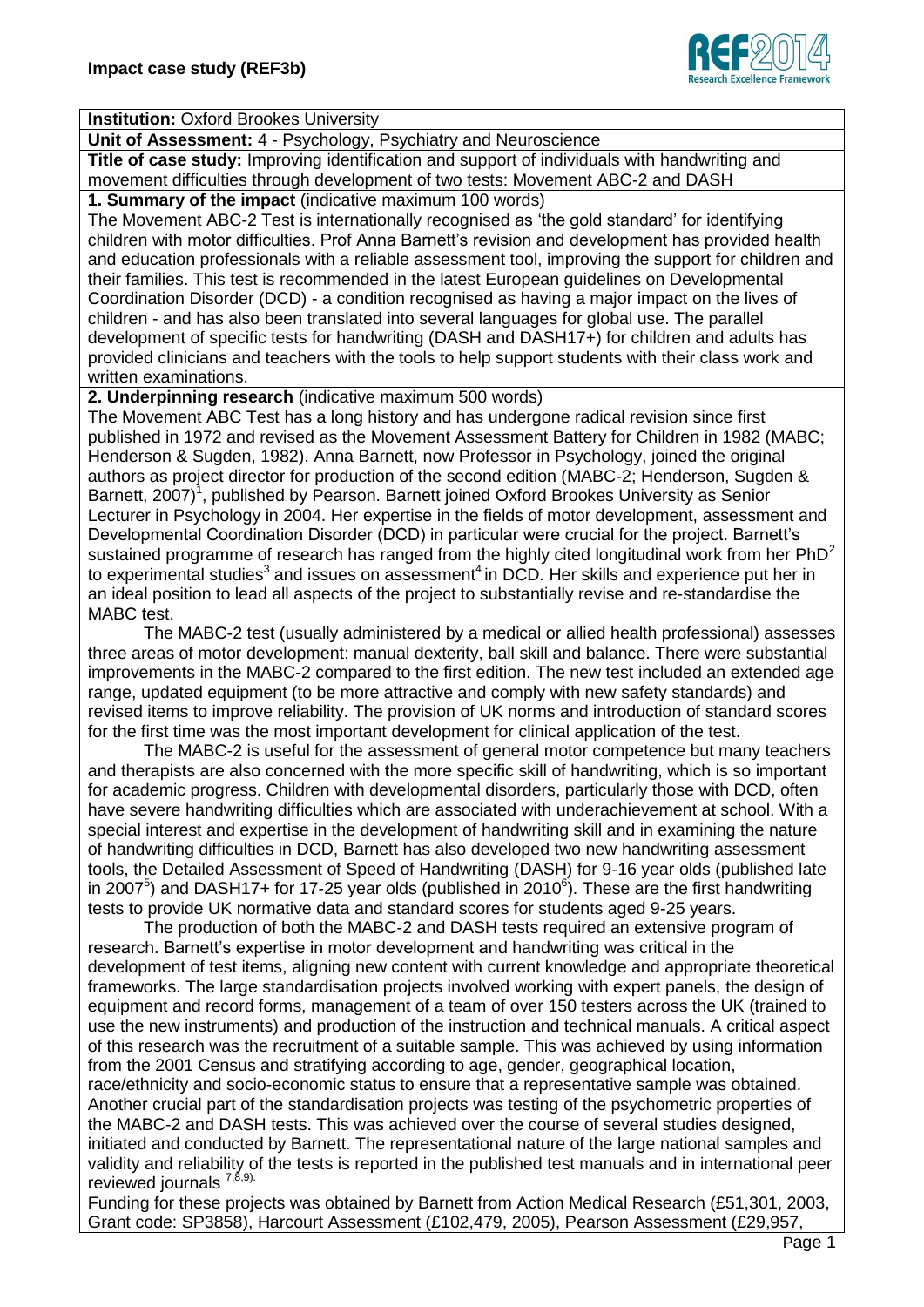**Institution:** Oxford Brookes University

**Unit of Assessment:** 4 - Psychology, Psychiatry and Neuroscience

**Title of case study:** Improving identification and support of individuals with handwriting and movement difficulties through development of two tests: Movement ABC-2 and DASH

## 1. Summary of the impact (indicative maximum 100 words)

The Movement ABC-2 Test is internationally recognised as 'the gold standard' for identifying children with motor difficulties. Prof Anna Barnett's revision and development has provided health and education professionals with a reliable assessment tool, improving the support for children and their families. This test is recommended in the latest European guidelines on Developmental Coordination Disorder (DCD) - a condition recognised as having a major impact on the lives of children - and has also been translated into several languages for global use. The parallel development of specific tests for handwriting (DASH and DASH17+) for children and adults has provided clinicians and teachers with the tools to help support students with their class work and written examinations.

## 2. Underpinning research (indicative maximum 500 words)

The Movement ABC Test has a long history and has undergone radical revision since first published in 1972 and revised as the Movement Assessment Battery for Children in 1982 (MABC; Henderson & Sugden, 1982). Anna Barnett, now Professor in Psychology, joined the original authors as project director for production of the second edition (MABC-2; Henderson, Sugden & Barnett, 2007)[1], published by Pearson. Barnett joined Oxford Brookes University as Senior Lecturer in Psychology in 2004. Her expertise in the fields of motor development, assessment and Developmental Coordination Disorder (DCD) in particular were crucial for the project. Barnett's sustained programme of research has ranged from the highly cited longitudinal work from her PhD[2] to experimental studies[3] and issues on assessment[4] in DCD. Her skills and experience put her in an ideal position to lead all aspects of the project to substantially revise and re-standardise the MABC test.

The MABC-2 test (usually administered by a medical or allied health professional) assesses three areas of motor development: manual dexterity, ball skill and balance. There were substantial improvements in the MABC-2 compared to the first edition. The new test included an extended age range, updated equipment (to be more attractive and comply with new safety standards) and revised items to improve reliability. The provision of UK norms and introduction of standard scores for the first time was the most important development for clinical application of the test.

The MABC-2 is useful for the assessment of general motor competence but many teachers and therapists are also concerned with the more specific skill of handwriting, which is so important for academic progress. Children with developmental disorders, particularly those with DCD, often have severe handwriting difficulties which are associated with underachievement at school. With a special interest and expertise in the development of handwriting skill and in examining the nature of handwriting difficulties in DCD, Barnett has also developed two new handwriting assessment tools, the Detailed Assessment of Speed of Handwriting (DASH) for 9-16 year olds (published late in 2007[5]) and DASH17+ for 17-25 year olds (published in 2010[6]). These are the first handwriting tests to provide UK normative data and standard scores for students aged 9-25 years.

The production of both the MABC-2 and DASH tests required an extensive program of research. Barnett's expertise in motor development and handwriting was critical in the development of test items, aligning new content with current knowledge and appropriate theoretical frameworks. The large standardisation projects involved working with expert panels, the design of equipment and record forms, management of a team of over 150 testers across the UK (trained to use the new instruments) and production of the instruction and technical manuals. A critical aspect of this research was the recruitment of a suitable sample. This was achieved by using information from the 2001 Census and stratifying according to age, gender, geographical location, race/ethnicity and socio-economic status to ensure that a representative sample was obtained. Another crucial part of the standardisation projects was testing of the psychometric properties of the MABC-2 and DASH tests. This was achieved over the course of several studies designed, initiated and conducted by Barnett. The representational nature of the large national samples and validity and reliability of the tests is reported in the published test manuals and in international peer reviewed journals [7,8,9].

Funding for these projects was obtained by Barnett from Action Medical Research (£51,301, 2003, Grant code: SP3858), Harcourt Assessment (£102,479, 2005), Pearson Assessment (£29,957,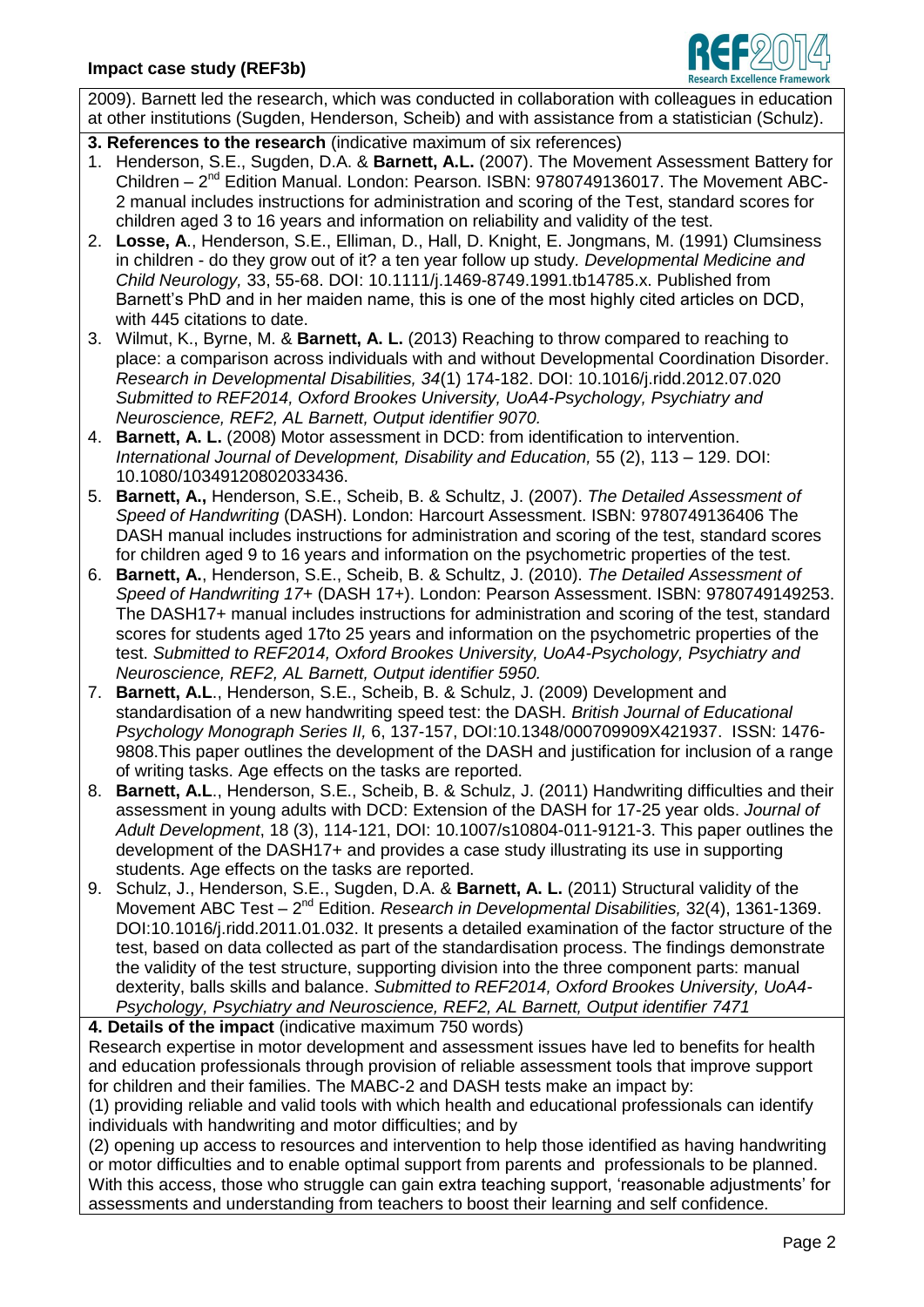2009). Barnett led the research, which was conducted in collaboration with colleagues in education at other institutions (Sugden, Henderson, Scheib) and with assistance from a statistician (Schulz).

**3. References to the research** (indicative maximum of six references)

1. Henderson, S.E., Sugden, D.A. & **Barnett, A.L.** (2007). The Movement Assessment Battery for Children – 2nd Edition Manual. London: Pearson. ISBN: 9780749136017. The Movement ABC-2 manual includes instructions for administration and scoring of the Test, standard scores for children aged 3 to 16 years and information on reliability and validity of the test.
2. **Losse, A**., Henderson, S.E., Elliman, D., Hall, D. Knight, E. Jongmans, M. (1991) Clumsiness in children - do they grow out of it? a ten year follow up study. *Developmental Medicine and Child Neurology,* 33, 55-68. DOI: 10.1111/j.1469-8749.1991.tb14785.x. Published from Barnett's PhD and in her maiden name, this is one of the most highly cited articles on DCD, with 445 citations to date.
3. Wilmut, K., Byrne, M. & **Barnett, A. L.** (2013) Reaching to throw compared to reaching to place: a comparison across individuals with and without Developmental Coordination Disorder. *Research in Developmental Disabilities, 34*(1) 174-182. DOI: 10.1016/j.ridd.2012.07.020 *Submitted to REF2014, Oxford Brookes University, UoA4-Psychology, Psychiatry and Neuroscience, REF2, AL Barnett, Output identifier 9070.*
4. **Barnett, A. L.** (2008) Motor assessment in DCD: from identification to intervention. *International Journal of Development, Disability and Education,* 55 (2), 113 – 129. DOI: 10.1080/10349120802033436.
5. **Barnett, A.,** Henderson, S.E., Scheib, B. & Schultz, J. (2007). *The Detailed Assessment of Speed of Handwriting* (DASH). London: Harcourt Assessment. ISBN: 9780749136406 The DASH manual includes instructions for administration and scoring of the test, standard scores for children aged 9 to 16 years and information on the psychometric properties of the test.
6. **Barnett, A.**, Henderson, S.E., Scheib, B. & Schultz, J. (2010). *The Detailed Assessment of Speed of Handwriting 17+* (DASH 17+). London: Pearson Assessment. ISBN: 9780749149253. The DASH17+ manual includes instructions for administration and scoring of the test, standard scores for students aged 17to 25 years and information on the psychometric properties of the test. *Submitted to REF2014, Oxford Brookes University, UoA4-Psychology, Psychiatry and Neuroscience, REF2, AL Barnett, Output identifier 5950.*
7. **Barnett, A.L**., Henderson, S.E., Scheib, B. & Schulz, J. (2009) Development and standardisation of a new handwriting speed test: the DASH. *British Journal of Educational Psychology Monograph Series II,* 6, 137-157, DOI:10.1348/000709909X421937. ISSN: 1476-9808.This paper outlines the development of the DASH and justification for inclusion of a range of writing tasks. Age effects on the tasks are reported.
8. **Barnett, A.L**., Henderson, S.E., Scheib, B. & Schulz, J. (2011) Handwriting difficulties and their assessment in young adults with DCD: Extension of the DASH for 17-25 year olds. *Journal of Adult Development*, 18 (3), 114-121, DOI: 10.1007/s10804-011-9121-3. This paper outlines the development of the DASH17+ and provides a case study illustrating its use in supporting students. Age effects on the tasks are reported.
9. Schulz, J., Henderson, S.E., Sugden, D.A. & **Barnett, A. L.** (2011) Structural validity of the Movement ABC Test – 2nd Edition. *Research in Developmental Disabilities,* 32(4), 1361-1369. DOI:10.1016/j.ridd.2011.01.032. It presents a detailed examination of the factor structure of the test, based on data collected as part of the standardisation process. The findings demonstrate the validity of the test structure, supporting division into the three component parts: manual dexterity, balls skills and balance. *Submitted to REF2014, Oxford Brookes University, UoA4-Psychology, Psychiatry and Neuroscience, REF2, AL Barnett, Output identifier 7471*

**4. Details of the impact** (indicative maximum 750 words)

Research expertise in motor development and assessment issues have led to benefits for health and education professionals through provision of reliable assessment tools that improve support for children and their families. The MABC-2 and DASH tests make an impact by:

(1) providing reliable and valid tools with which health and educational professionals can identify individuals with handwriting and motor difficulties; and by

(2) opening up access to resources and intervention to help those identified as having handwriting or motor difficulties and to enable optimal support from parents and professionals to be planned. With this access, those who struggle can gain extra teaching support, 'reasonable adjustments' for assessments and understanding from teachers to boost their learning and self confidence.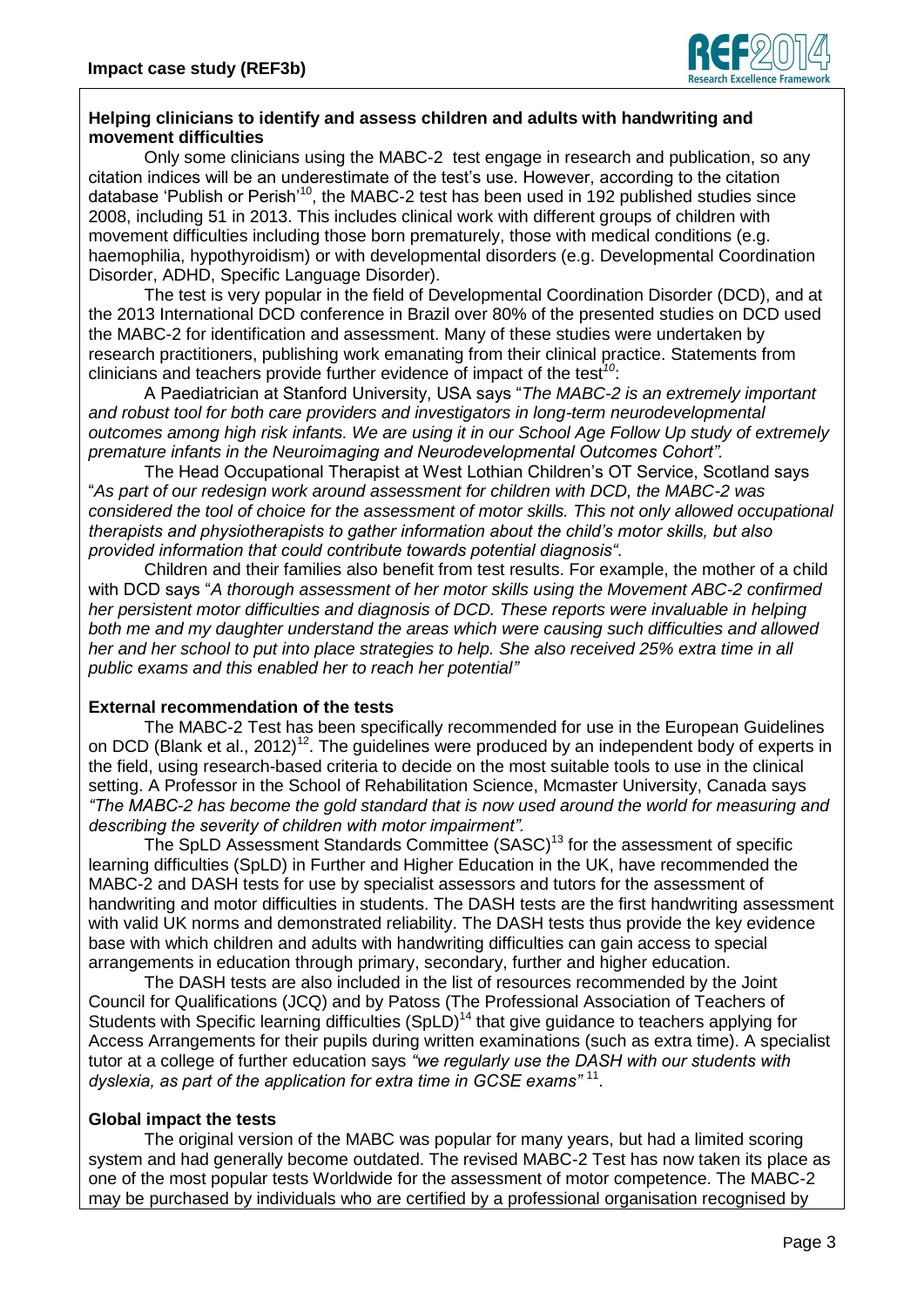### Helping clinicians to identify and assess children and adults with handwriting and movement difficulties

Only some clinicians using the MABC-2 test engage in research and publication, so any citation indices will be an underestimate of the test's use. However, according to the citation database 'Publish or Perish'[10], the MABC-2 test has been used in 192 published studies since 2008, including 51 in 2013. This includes clinical work with different groups of children with movement difficulties including those born prematurely, those with medical conditions (e.g. haemophilia, hypothyroidism) or with developmental disorders (e.g. Developmental Coordination Disorder, ADHD, Specific Language Disorder).

The test is very popular in the field of Developmental Coordination Disorder (DCD), and at the 2013 International DCD conference in Brazil over 80% of the presented studies on DCD used the MABC-2 for identification and assessment. Many of these studies were undertaken by research practitioners, publishing work emanating from their clinical practice. Statements from clinicians and teachers provide further evidence of impact of the test[10]:

A Paediatrician at Stanford University, USA says "*The MABC-2 is an extremely important and robust tool for both care providers and investigators in long-term neurodevelopmental outcomes among high risk infants. We are using it in our School Age Follow Up study of extremely premature infants in the Neuroimaging and Neurodevelopmental Outcomes Cohort"*.

The Head Occupational Therapist at West Lothian Children's OT Service, Scotland says "*As part of our redesign work around assessment for children with DCD, the MABC-2 was considered the tool of choice for the assessment of motor skills. This not only allowed occupational therapists and physiotherapists to gather information about the child's motor skills, but also provided information that could contribute towards potential diagnosis"*.

Children and their families also benefit from test results. For example, the mother of a child with DCD says "*A thorough assessment of her motor skills using the Movement ABC-2 confirmed her persistent motor difficulties and diagnosis of DCD. These reports were invaluable in helping both me and my daughter understand the areas which were causing such difficulties and allowed her and her school to put into place strategies to help. She also received 25% extra time in all public exams and this enabled her to reach her potential"*

### External recommendation of the tests

The MABC-2 Test has been specifically recommended for use in the European Guidelines on DCD (Blank et al., 2012)[12]. The guidelines were produced by an independent body of experts in the field, using research-based criteria to decide on the most suitable tools to use in the clinical setting. A Professor in the School of Rehabilitation Science, Mcmaster University, Canada says *"The MABC-2 has become the gold standard that is now used around the world for measuring and describing the severity of children with motor impairment"*.

The SpLD Assessment Standards Committee (SASC)[13] for the assessment of specific learning difficulties (SpLD) in Further and Higher Education in the UK, have recommended the MABC-2 and DASH tests for use by specialist assessors and tutors for the assessment of handwriting and motor difficulties in students. The DASH tests are the first handwriting assessment with valid UK norms and demonstrated reliability. The DASH tests thus provide the key evidence base with which children and adults with handwriting difficulties can gain access to special arrangements in education through primary, secondary, further and higher education.

The DASH tests are also included in the list of resources recommended by the Joint Council for Qualifications (JCQ) and by Patoss (The Professional Association of Teachers of Students with Specific learning difficulties (SpLD)[14] that give guidance to teachers applying for Access Arrangements for their pupils during written examinations (such as extra time). A specialist tutor at a college of further education says *"we regularly use the DASH with our students with dyslexia, as part of the application for extra time in GCSE exams"* [11].

### Global impact the tests

The original version of the MABC was popular for many years, but had a limited scoring system and had generally become outdated. The revised MABC-2 Test has now taken its place as one of the most popular tests Worldwide for the assessment of motor competence. The MABC-2 may be purchased by individuals who are certified by a professional organisation recognised by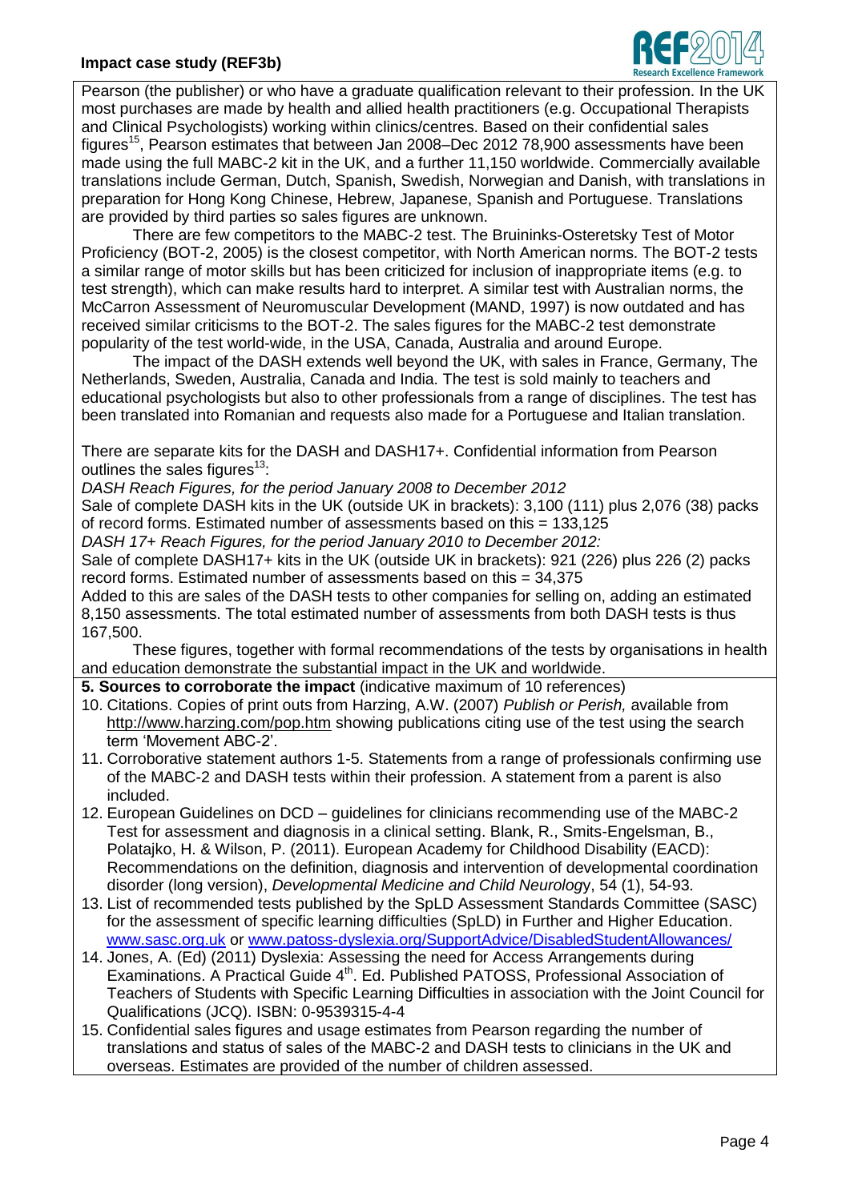Pearson (the publisher) or who have a graduate qualification relevant to their profession. In the UK most purchases are made by health and allied health practitioners (e.g. Occupational Therapists and Clinical Psychologists) working within clinics/centres. Based on their confidential sales figures[15], Pearson estimates that between Jan 2008–Dec 2012 78,900 assessments have been made using the full MABC-2 kit in the UK, and a further 11,150 worldwide. Commercially available translations include German, Dutch, Spanish, Swedish, Norwegian and Danish, with translations in preparation for Hong Kong Chinese, Hebrew, Japanese, Spanish and Portuguese. Translations are provided by third parties so sales figures are unknown.

There are few competitors to the MABC-2 test. The Bruininks-Osteretsky Test of Motor Proficiency (BOT-2, 2005) is the closest competitor, with North American norms. The BOT-2 tests a similar range of motor skills but has been criticized for inclusion of inappropriate items (e.g. to test strength), which can make results hard to interpret. A similar test with Australian norms, the McCarron Assessment of Neuromuscular Development (MAND, 1997) is now outdated and has received similar criticisms to the BOT-2. The sales figures for the MABC-2 test demonstrate popularity of the test world-wide, in the USA, Canada, Australia and around Europe.

The impact of the DASH extends well beyond the UK, with sales in France, Germany, The Netherlands, Sweden, Australia, Canada and India. The test is sold mainly to teachers and educational psychologists but also to other professionals from a range of disciplines. The test has been translated into Romanian and requests also made for a Portuguese and Italian translation.

There are separate kits for the DASH and DASH17+. Confidential information from Pearson outlines the sales figures[13]:

*DASH Reach Figures, for the period January 2008 to December 2012*

Sale of complete DASH kits in the UK (outside UK in brackets): 3,100 (111) plus 2,076 (38) packs of record forms. Estimated number of assessments based on this = 133,125

*DASH 17+ Reach Figures, for the period January 2010 to December 2012:*

Sale of complete DASH17+ kits in the UK (outside UK in brackets): 921 (226) plus 226 (2) packs record forms. Estimated number of assessments based on this = 34,375

Added to this are sales of the DASH tests to other companies for selling on, adding an estimated 8,150 assessments. The total estimated number of assessments from both DASH tests is thus 167,500.

These figures, together with formal recommendations of the tests by organisations in health and education demonstrate the substantial impact in the UK and worldwide.

**5. Sources to corroborate the impact** (indicative maximum of 10 references)

10. Citations. Copies of print outs from Harzing, A.W. (2007) *Publish or Perish,* available from http://www.harzing.com/pop.htm showing publications citing use of the test using the search term 'Movement ABC-2'.
11. Corroborative statement authors 1-5. Statements from a range of professionals confirming use of the MABC-2 and DASH tests within their profession. A statement from a parent is also included.
12. European Guidelines on DCD – guidelines for clinicians recommending use of the MABC-2 Test for assessment and diagnosis in a clinical setting. Blank, R., Smits-Engelsman, B., Polatajko, H. & Wilson, P. (2011). European Academy for Childhood Disability (EACD): Recommendations on the definition, diagnosis and intervention of developmental coordination disorder (long version), *Developmental Medicine and Child Neurology*, 54 (1), 54-93.
13. List of recommended tests published by the SpLD Assessment Standards Committee (SASC) for the assessment of specific learning difficulties (SpLD) in Further and Higher Education. www.sasc.org.uk or www.patoss-dyslexia.org/SupportAdvice/DisabledStudentAllowances/
14. Jones, A. (Ed) (2011) Dyslexia: Assessing the need for Access Arrangements during Examinations. A Practical Guide 4th. Ed. Published PATOSS, Professional Association of Teachers of Students with Specific Learning Difficulties in association with the Joint Council for Qualifications (JCQ). ISBN: 0-9539315-4-4
15. Confidential sales figures and usage estimates from Pearson regarding the number of translations and status of sales of the MABC-2 and DASH tests to clinicians in the UK and overseas. Estimates are provided of the number of children assessed.